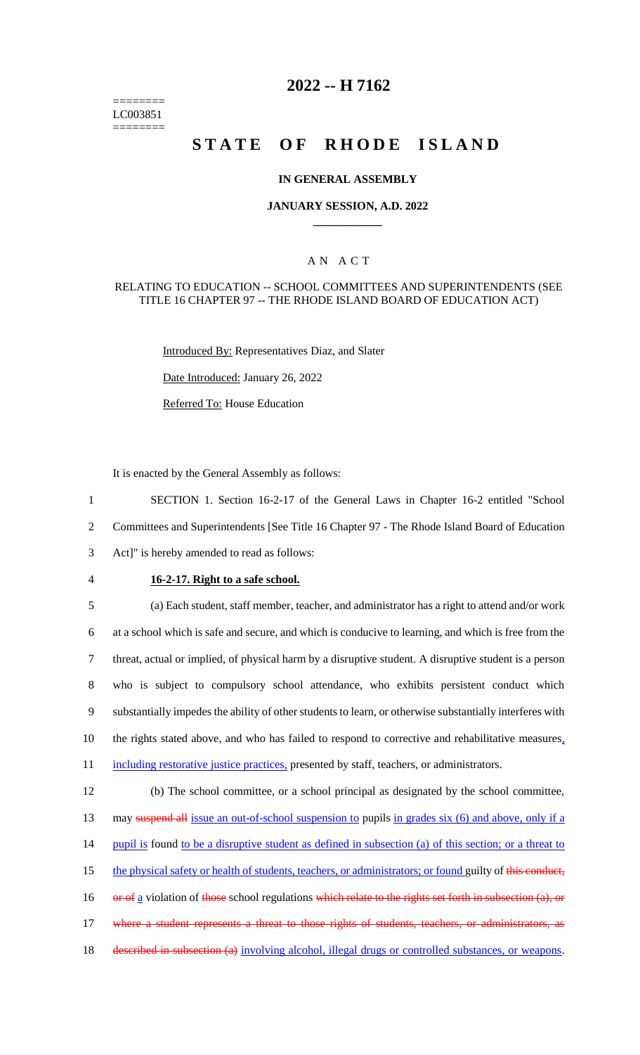========
LC003851
========

# 2022 -- H 7162

# STATE OF RHODE ISLAND

### IN GENERAL ASSEMBLY

### JANUARY SESSION, A.D. 2022

## A N A C T

### RELATING TO EDUCATION -- SCHOOL COMMITTEES AND SUPERINTENDENTS (SEE TITLE 16 CHAPTER 97 -- THE RHODE ISLAND BOARD OF EDUCATION ACT)

Introduced By: Representatives Diaz, and Slater

Date Introduced: January 26, 2022

Referred To: House Education

It is enacted by the General Assembly as follows:

1 SECTION 1. Section 16-2-17 of the General Laws in Chapter 16-2 entitled "School
2 Committees and Superintendents [See Title 16 Chapter 97 - The Rhode Island Board of Education
3 Act]" is hereby amended to read as follows:

4 **16-2-17. Right to a safe school.**

5 (a) Each student, staff member, teacher, and administrator has a right to attend and/or work
6 at a school which is safe and secure, and which is conducive to learning, and which is free from the
7 threat, actual or implied, of physical harm by a disruptive student. A disruptive student is a person
8 who is subject to compulsory school attendance, who exhibits persistent conduct which
9 substantially impedes the ability of other students to learn, or otherwise substantially interferes with
10 the rights stated above, and who has failed to respond to corrective and rehabilitative measures,
11 including restorative justice practices, presented by staff, teachers, or administrators.

12 (b) The school committee, or a school principal as designated by the school committee,
13 may ~~suspend all~~ issue an out-of-school suspension to pupils in grades six (6) and above, only if a
14 pupil is found to be a disruptive student as defined in subsection (a) of this section; or a threat to
15 the physical safety or health of students, teachers, or administrators; or found guilty of ~~this conduct,~~
16 ~~or of~~ a violation of ~~those~~ school regulations ~~which relate to the rights set forth in subsection (a), or~~
17 ~~where a student represents a threat to those rights of students, teachers, or administrators, as~~
18 ~~described in subsection (a)~~ involving alcohol, illegal drugs or controlled substances, or weapons.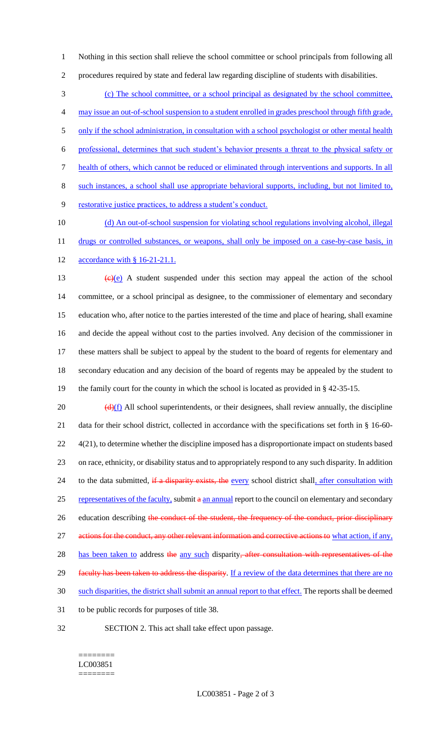Nothing in this section shall relieve the school committee or school principals from following all procedures required by state and federal law regarding discipline of students with disabilities.

(c) The school committee, or a school principal as designated by the school committee, may issue an out-of-school suspension to a student enrolled in grades preschool through fifth grade, only if the school administration, in consultation with a school psychologist or other mental health professional, determines that such student's behavior presents a threat to the physical safety or health of others, which cannot be reduced or eliminated through interventions and supports. In all such instances, a school shall use appropriate behavioral supports, including, but not limited to, restorative justice practices, to address a student's conduct.

(d) An out-of-school suspension for violating school regulations involving alcohol, illegal drugs or controlled substances, or weapons, shall only be imposed on a case-by-case basis, in accordance with § 16-21-21.1.

~~(c)~~(e) A student suspended under this section may appeal the action of the school committee, or a school principal as designee, to the commissioner of elementary and secondary education who, after notice to the parties interested of the time and place of hearing, shall examine and decide the appeal without cost to the parties involved. Any decision of the commissioner in these matters shall be subject to appeal by the student to the board of regents for elementary and secondary education and any decision of the board of regents may be appealed by the student to the family court for the county in which the school is located as provided in § 42-35-15.

~~(d)~~(f) All school superintendents, or their designees, shall review annually, the discipline data for their school district, collected in accordance with the specifications set forth in § 16-60-4(21), to determine whether the discipline imposed has a disproportionate impact on students based on race, ethnicity, or disability status and to appropriately respond to any such disparity. In addition to the data submitted, ~~if a disparity exists, the~~ every school district shall, after consultation with representatives of the faculty, submit ~~a~~ an annual report to the council on elementary and secondary education describing ~~the conduct of the student, the frequency of the conduct, prior disciplinary actions for the conduct, any other relevant information and corrective actions to~~ what action, if any, has been taken to address ~~the~~ any such disparity~~, after consultation with representatives of the faculty has been taken to address the disparity~~. If a review of the data determines that there are no such disparities, the district shall submit an annual report to that effect. The reports shall be deemed to be public records for purposes of title 38.

SECTION 2. This act shall take effect upon passage.

========
LC003851
========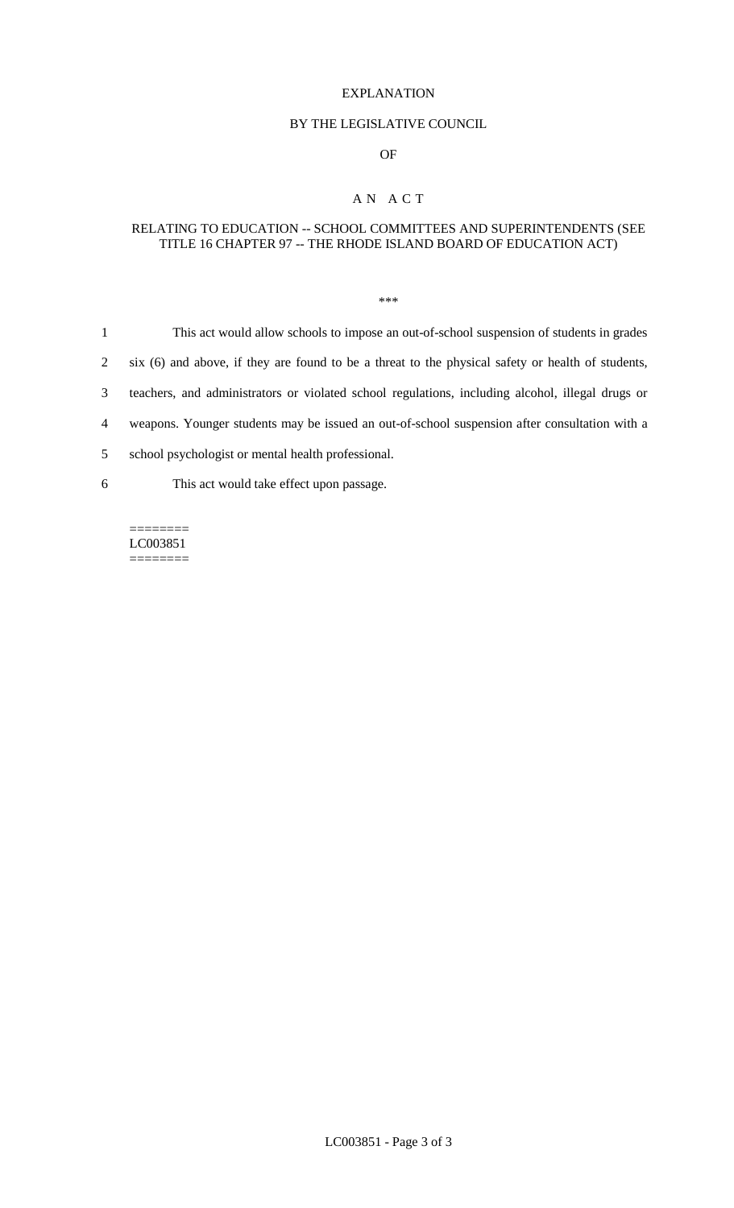EXPLANATION

BY THE LEGISLATIVE COUNCIL

OF

# A N A C T

RELATING TO EDUCATION -- SCHOOL COMMITTEES AND SUPERINTENDENTS (SEE TITLE 16 CHAPTER 97 -- THE RHODE ISLAND BOARD OF EDUCATION ACT)

\*\*\*

1 This act would allow schools to impose an out-of-school suspension of students in grades
2 six (6) and above, if they are found to be a threat to the physical safety or health of students,
3 teachers, and administrators or violated school regulations, including alcohol, illegal drugs or
4 weapons. Younger students may be issued an out-of-school suspension after consultation with a
5 school psychologist or mental health professional.
6 This act would take effect upon passage.

========
LC003851
========